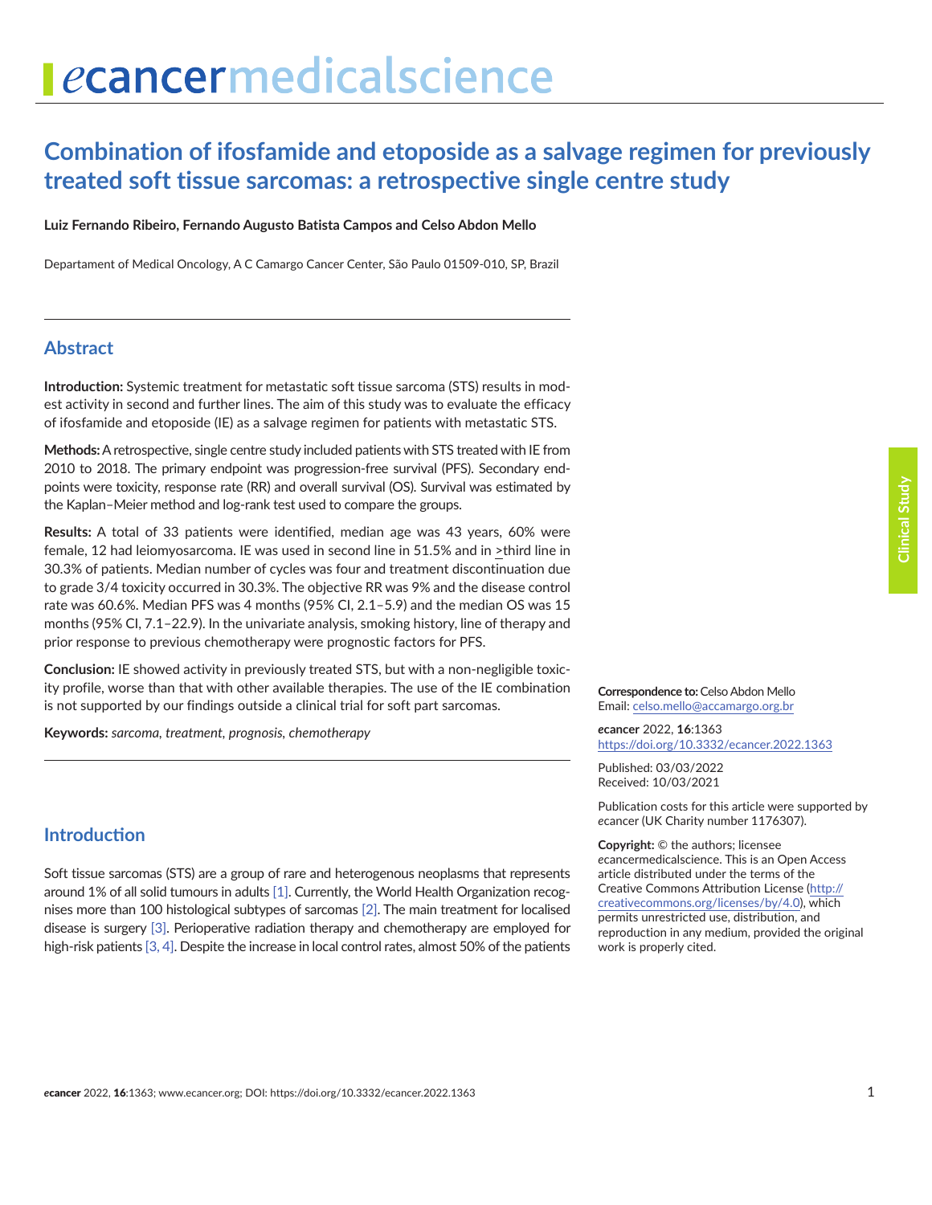# Combination of ifosfamide and etoposide as a salvage regimen for previously treated soft tissue sarcomas: a retrospective single centre study

**Luiz Fernando Ribeiro, Fernando Augusto Batista Campos and Celso Abdon Mello**

Departament of Medical Oncology, A C Camargo Cancer Center, São Paulo 01509-010, SP, Brazil

## Abstract

**Introduction:** Systemic treatment for metastatic soft tissue sarcoma (STS) results in modest activity in second and further lines. The aim of this study was to evaluate the efficacy of ifosfamide and etoposide (IE) as a salvage regimen for patients with metastatic STS.

**Methods:** A retrospective, single centre study included patients with STS treated with IE from 2010 to 2018. The primary endpoint was progression-free survival (PFS). Secondary endpoints were toxicity, response rate (RR) and overall survival (OS). Survival was estimated by the Kaplan–Meier method and log-rank test used to compare the groups.

**Results:** A total of 33 patients were identified, median age was 43 years, 60% were female, 12 had leiomyosarcoma. IE was used in second line in 51.5% and in ≥third line in 30.3% of patients. Median number of cycles was four and treatment discontinuation due to grade 3/4 toxicity occurred in 30.3%. The objective RR was 9% and the disease control rate was 60.6%. Median PFS was 4 months (95% CI, 2.1–5.9) and the median OS was 15 months (95% CI, 7.1–22.9). In the univariate analysis, smoking history, line of therapy and prior response to previous chemotherapy were prognostic factors for PFS.

**Conclusion:** IE showed activity in previously treated STS, but with a non-negligible toxicity profile, worse than that with other available therapies. The use of the IE combination is not supported by our findings outside a clinical trial for soft part sarcomas.

**Keywords:** *sarcoma, treatment, prognosis, chemotherapy*

**Correspondence to:** Celso Abdon Mello
Email: celso.mello@accamargo.org.br

***e*cancer** 2022, **16**:1363
https://doi.org/10.3332/ecancer.2022.1363

Published: 03/03/2022
Received: 10/03/2021

Publication costs for this article were supported by *e*cancer (UK Charity number 1176307).

**Copyright:** © the authors; licensee *e*cancermedicalscience. This is an Open Access article distributed under the terms of the Creative Commons Attribution License (http://creativecommons.org/licenses/by/4.0), which permits unrestricted use, distribution, and reproduction in any medium, provided the original work is properly cited.

## Introduction

Soft tissue sarcomas (STS) are a group of rare and heterogenous neoplasms that represents around 1% of all solid tumours in adults [1]. Currently, the World Health Organization recognises more than 100 histological subtypes of sarcomas [2]. The main treatment for localised disease is surgery [3]. Perioperative radiation therapy and chemotherapy are employed for high-risk patients [3, 4]. Despite the increase in local control rates, almost 50% of the patients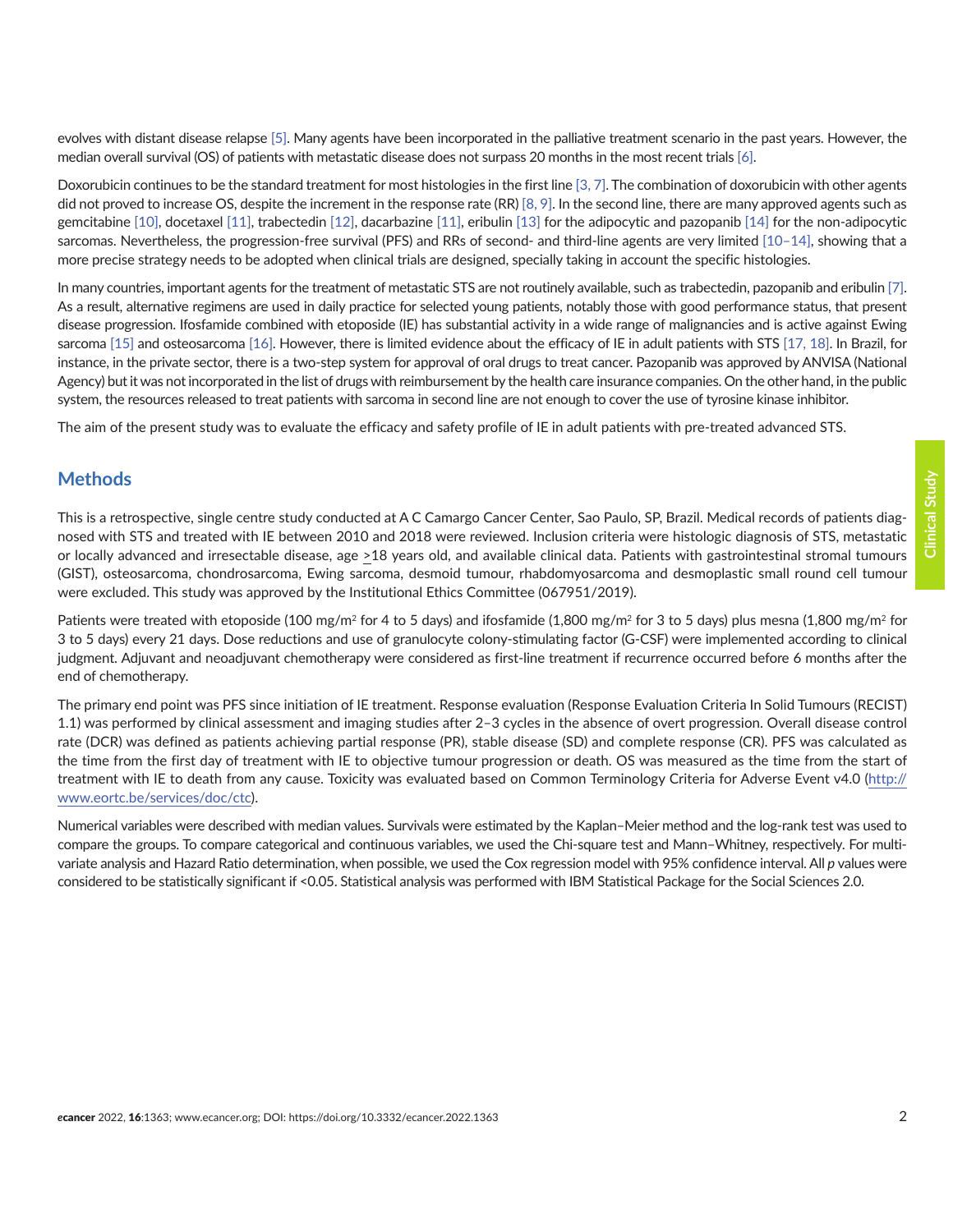evolves with distant disease relapse [5]. Many agents have been incorporated in the palliative treatment scenario in the past years. However, the median overall survival (OS) of patients with metastatic disease does not surpass 20 months in the most recent trials [6].

Doxorubicin continues to be the standard treatment for most histologies in the first line [3, 7]. The combination of doxorubicin with other agents did not proved to increase OS, despite the increment in the response rate (RR) [8, 9]. In the second line, there are many approved agents such as gemcitabine [10], docetaxel [11], trabectedin [12], dacarbazine [11], eribulin [13] for the adipocytic and pazopanib [14] for the non-adipocytic sarcomas. Nevertheless, the progression-free survival (PFS) and RRs of second- and third-line agents are very limited [10–14], showing that a more precise strategy needs to be adopted when clinical trials are designed, specially taking in account the specific histologies.

In many countries, important agents for the treatment of metastatic STS are not routinely available, such as trabectedin, pazopanib and eribulin [7]. As a result, alternative regimens are used in daily practice for selected young patients, notably those with good performance status, that present disease progression. Ifosfamide combined with etoposide (IE) has substantial activity in a wide range of malignancies and is active against Ewing sarcoma [15] and osteosarcoma [16]. However, there is limited evidence about the efficacy of IE in adult patients with STS [17, 18]. In Brazil, for instance, in the private sector, there is a two-step system for approval of oral drugs to treat cancer. Pazopanib was approved by ANVISA (National Agency) but it was not incorporated in the list of drugs with reimbursement by the health care insurance companies. On the other hand, in the public system, the resources released to treat patients with sarcoma in second line are not enough to cover the use of tyrosine kinase inhibitor.

The aim of the present study was to evaluate the efficacy and safety profile of IE in adult patients with pre-treated advanced STS.

## Methods

This is a retrospective, single centre study conducted at A C Camargo Cancer Center, Sao Paulo, SP, Brazil. Medical records of patients diagnosed with STS and treated with IE between 2010 and 2018 were reviewed. Inclusion criteria were histologic diagnosis of STS, metastatic or locally advanced and irresectable disease, age ≥18 years old, and available clinical data. Patients with gastrointestinal stromal tumours (GIST), osteosarcoma, chondrosarcoma, Ewing sarcoma, desmoid tumour, rhabdomyosarcoma and desmoplastic small round cell tumour were excluded. This study was approved by the Institutional Ethics Committee (067951/2019).

Patients were treated with etoposide (100 mg/m$^2$ for 4 to 5 days) and ifosfamide (1,800 mg/m$^2$ for 3 to 5 days) plus mesna (1,800 mg/m$^2$ for 3 to 5 days) every 21 days. Dose reductions and use of granulocyte colony-stimulating factor (G-CSF) were implemented according to clinical judgment. Adjuvant and neoadjuvant chemotherapy were considered as first-line treatment if recurrence occurred before 6 months after the end of chemotherapy.

The primary end point was PFS since initiation of IE treatment. Response evaluation (Response Evaluation Criteria In Solid Tumours (RECIST) 1.1) was performed by clinical assessment and imaging studies after 2–3 cycles in the absence of overt progression. Overall disease control rate (DCR) was defined as patients achieving partial response (PR), stable disease (SD) and complete response (CR). PFS was calculated as the time from the first day of treatment with IE to objective tumour progression or death. OS was measured as the time from the start of treatment with IE to death from any cause. Toxicity was evaluated based on Common Terminology Criteria for Adverse Event v4.0 (http://www.eortc.be/services/doc/ctc).

Numerical variables were described with median values. Survivals were estimated by the Kaplan–Meier method and the log-rank test was used to compare the groups. To compare categorical and continuous variables, we used the Chi-square test and Mann–Whitney, respectively. For multivariate analysis and Hazard Ratio determination, when possible, we used the Cox regression model with 95% confidence interval. All *p* values were considered to be statistically significant if <0.05. Statistical analysis was performed with IBM Statistical Package for the Social Sciences 2.0.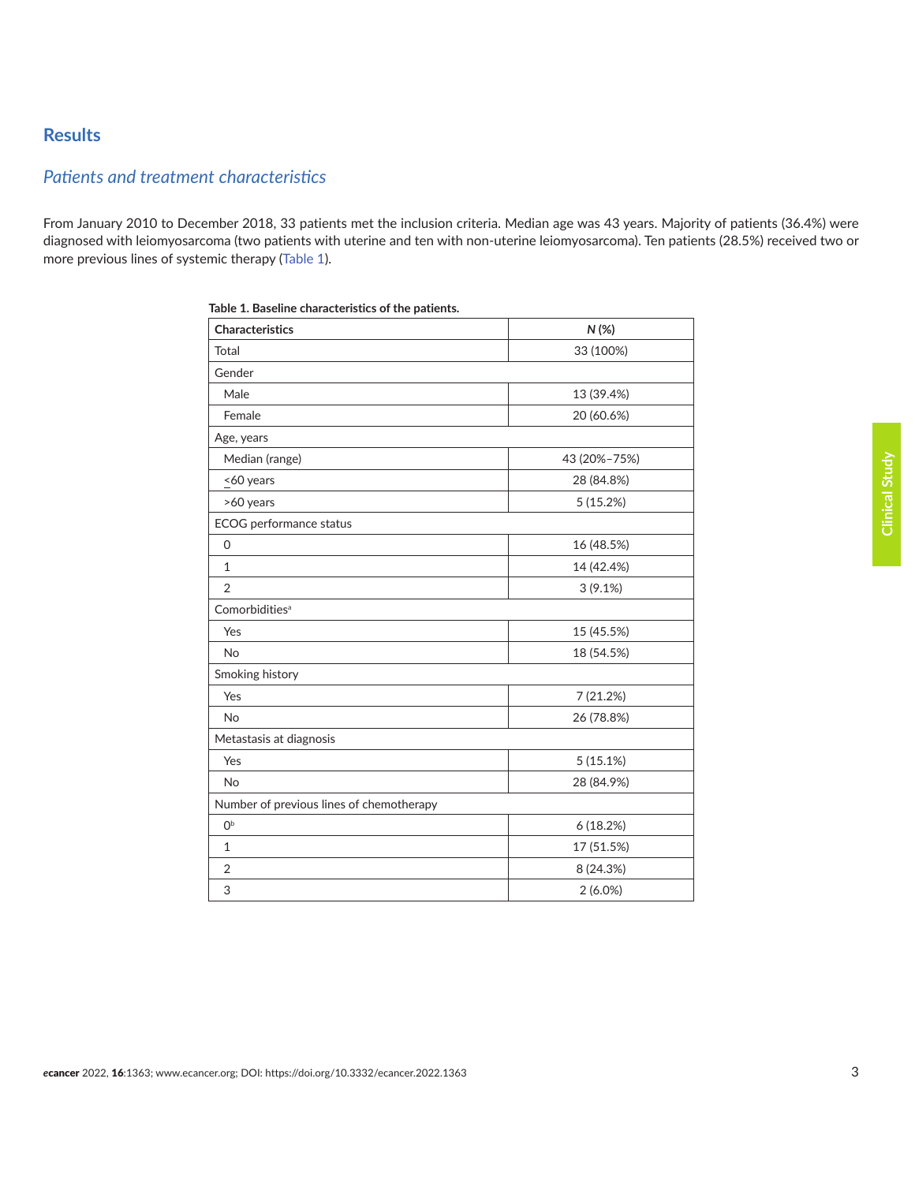## Results

### *Patients and treatment characteristics*

From January 2010 to December 2018, 33 patients met the inclusion criteria. Median age was 43 years. Majority of patients (36.4%) were diagnosed with leiomyosarcoma (two patients with uterine and ten with non-uterine leiomyosarcoma). Ten patients (28.5%) received two or more previous lines of systemic therapy (Table 1).

**Table 1. Baseline characteristics of the patients.**

| Characteristics | *N* (%) |
|---|---|
| Total | 33 (100%) |
| Gender | |
| Male | 13 (39.4%) |
| Female | 20 (60.6%) |
| Age, years | |
| Median (range) | 43 (20%–75%) |
| ≤60 years | 28 (84.8%) |
| >60 years | 5 (15.2%) |
| ECOG performance status | |
| 0 | 16 (48.5%) |
| 1 | 14 (42.4%) |
| 2 | 3 (9.1%) |
| Comorbidities[a] | |
| Yes | 15 (45.5%) |
| No | 18 (54.5%) |
| Smoking history | |
| Yes | 7 (21.2%) |
| No | 26 (78.8%) |
| Metastasis at diagnosis | |
| Yes | 5 (15.1%) |
| No | 28 (84.9%) |
| Number of previous lines of chemotherapy | |
| 0[b] | 6 (18.2%) |
| 1 | 17 (51.5%) |
| 2 | 8 (24.3%) |
| 3 | 2 (6.0%) |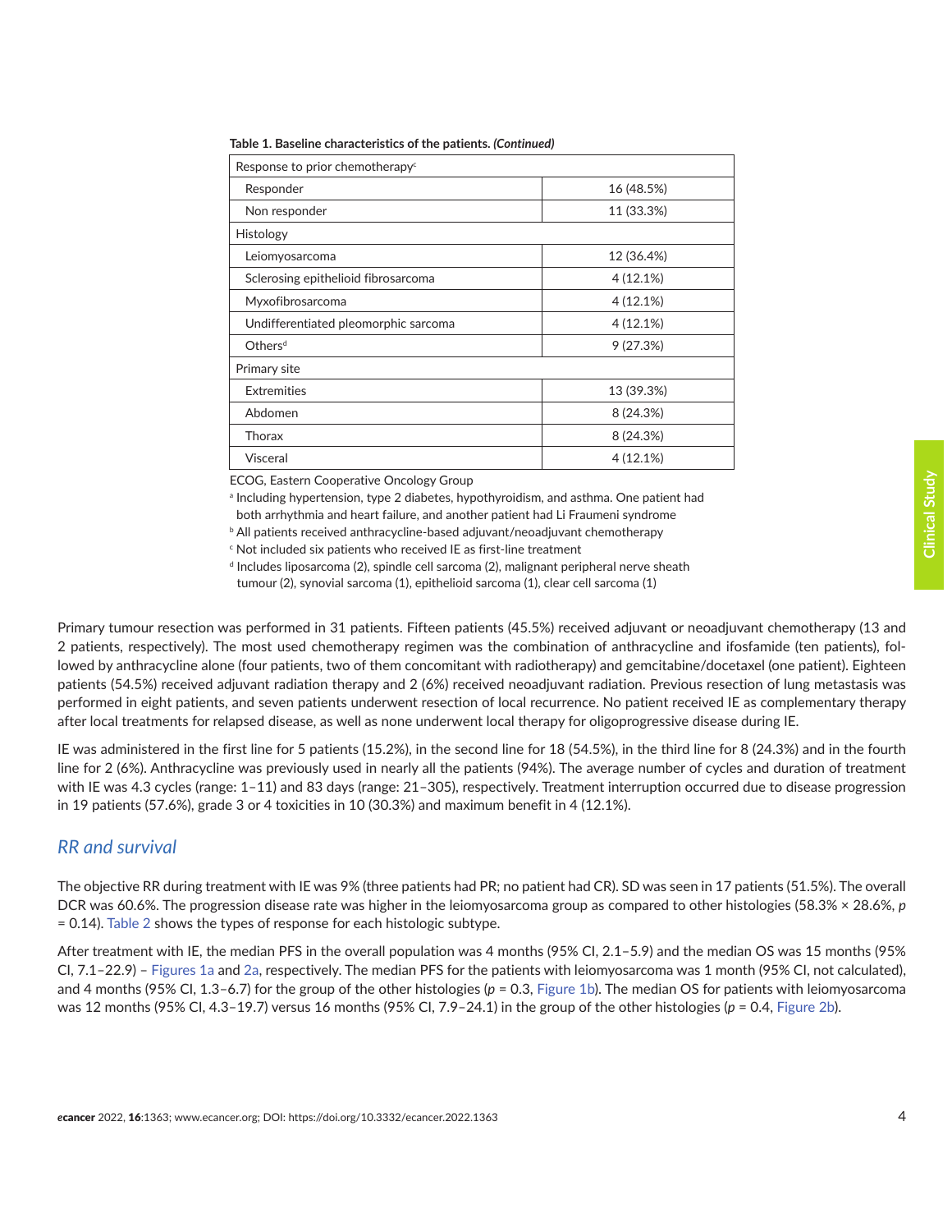**Table 1. Baseline characteristics of the patients. *(Continued)***

| Response to prior chemotherapy[c] | |
|---|---|
| Responder | 16 (48.5%) |
| Non responder | 11 (33.3%) |
| Histology | |
| Leiomyosarcoma | 12 (36.4%) |
| Sclerosing epithelioid fibrosarcoma | 4 (12.1%) |
| Myxofibrosarcoma | 4 (12.1%) |
| Undifferentiated pleomorphic sarcoma | 4 (12.1%) |
| Others[d] | 9 (27.3%) |
| Primary site | |
| Extremities | 13 (39.3%) |
| Abdomen | 8 (24.3%) |
| Thorax | 8 (24.3%) |
| Visceral | 4 (12.1%) |

ECOG, Eastern Cooperative Oncology Group

[a] Including hypertension, type 2 diabetes, hypothyroidism, and asthma. One patient had both arrhythmia and heart failure, and another patient had Li Fraumeni syndrome

[b] All patients received anthracycline-based adjuvant/neoadjuvant chemotherapy

[c] Not included six patients who received IE as first-line treatment

[d] Includes liposarcoma (2), spindle cell sarcoma (2), malignant peripheral nerve sheath tumour (2), synovial sarcoma (1), epithelioid sarcoma (1), clear cell sarcoma (1)

Primary tumour resection was performed in 31 patients. Fifteen patients (45.5%) received adjuvant or neoadjuvant chemotherapy (13 and 2 patients, respectively). The most used chemotherapy regimen was the combination of anthracycline and ifosfamide (ten patients), followed by anthracycline alone (four patients, two of them concomitant with radiotherapy) and gemcitabine/docetaxel (one patient). Eighteen patients (54.5%) received adjuvant radiation therapy and 2 (6%) received neoadjuvant radiation. Previous resection of lung metastasis was performed in eight patients, and seven patients underwent resection of local recurrence. No patient received IE as complementary therapy after local treatments for relapsed disease, as well as none underwent local therapy for oligoprogressive disease during IE.

IE was administered in the first line for 5 patients (15.2%), in the second line for 18 (54.5%), in the third line for 8 (24.3%) and in the fourth line for 2 (6%). Anthracycline was previously used in nearly all the patients (94%). The average number of cycles and duration of treatment with IE was 4.3 cycles (range: 1–11) and 83 days (range: 21–305), respectively. Treatment interruption occurred due to disease progression in 19 patients (57.6%), grade 3 or 4 toxicities in 10 (30.3%) and maximum benefit in 4 (12.1%).

## *RR and survival*

The objective RR during treatment with IE was 9% (three patients had PR; no patient had CR). SD was seen in 17 patients (51.5%). The overall DCR was 60.6%. The progression disease rate was higher in the leiomyosarcoma group as compared to other histologies (58.3% × 28.6%, $p$ = 0.14). Table 2 shows the types of response for each histologic subtype.

After treatment with IE, the median PFS in the overall population was 4 months (95% CI, 2.1–5.9) and the median OS was 15 months (95% CI, 7.1–22.9) – Figures 1a and 2a, respectively. The median PFS for the patients with leiomyosarcoma was 1 month (95% CI, not calculated), and 4 months (95% CI, 1.3–6.7) for the group of the other histologies ($p$ = 0.3, Figure 1b). The median OS for patients with leiomyosarcoma was 12 months (95% CI, 4.3–19.7) versus 16 months (95% CI, 7.9–24.1) in the group of the other histologies ($p$ = 0.4, Figure 2b).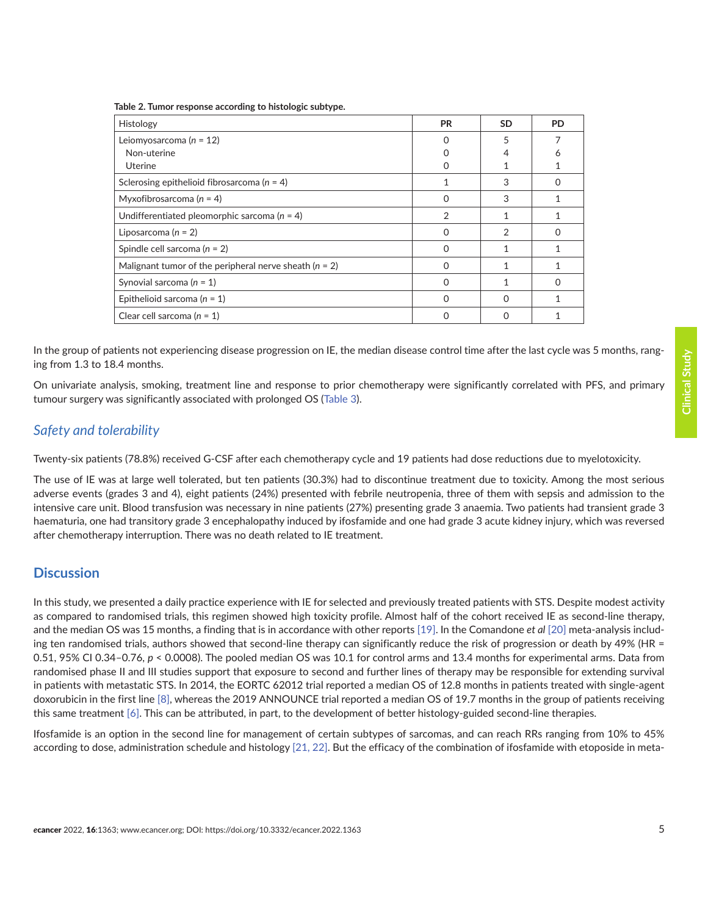Table 2. Tumor response according to histologic subtype.

| Histology | PR | SD | PD |
|---|---|---|---|
| Leiomyosarcoma (*n* = 12) | 0 | 5 | 7 |
| Non-uterine | 0 | 4 | 6 |
| Uterine | 0 | 1 | 1 |
| Sclerosing epithelioid fibrosarcoma (*n* = 4) | 1 | 3 | 0 |
| Myxofibrosarcoma (*n* = 4) | 0 | 3 | 1 |
| Undifferentiated pleomorphic sarcoma (*n* = 4) | 2 | 1 | 1 |
| Liposarcoma (*n* = 2) | 0 | 2 | 0 |
| Spindle cell sarcoma (*n* = 2) | 0 | 1 | 1 |
| Malignant tumor of the peripheral nerve sheath (*n* = 2) | 0 | 1 | 1 |
| Synovial sarcoma (*n* = 1) | 0 | 1 | 0 |
| Epithelioid sarcoma (*n* = 1) | 0 | 0 | 1 |
| Clear cell sarcoma (*n* = 1) | 0 | 0 | 1 |

In the group of patients not experiencing disease progression on IE, the median disease control time after the last cycle was 5 months, ranging from 1.3 to 18.4 months.

On univariate analysis, smoking, treatment line and response to prior chemotherapy were significantly correlated with PFS, and primary tumour surgery was significantly associated with prolonged OS (Table 3).

## *Safety and tolerability*

Twenty-six patients (78.8%) received G-CSF after each chemotherapy cycle and 19 patients had dose reductions due to myelotoxicity.

The use of IE was at large well tolerated, but ten patients (30.3%) had to discontinue treatment due to toxicity. Among the most serious adverse events (grades 3 and 4), eight patients (24%) presented with febrile neutropenia, three of them with sepsis and admission to the intensive care unit. Blood transfusion was necessary in nine patients (27%) presenting grade 3 anaemia. Two patients had transient grade 3 haematuria, one had transitory grade 3 encephalopathy induced by ifosfamide and one had grade 3 acute kidney injury, which was reversed after chemotherapy interruption. There was no death related to IE treatment.

## Discussion

In this study, we presented a daily practice experience with IE for selected and previously treated patients with STS. Despite modest activity as compared to randomised trials, this regimen showed high toxicity profile. Almost half of the cohort received IE as second-line therapy, and the median OS was 15 months, a finding that is in accordance with other reports [19]. In the Comandone *et al* [20] meta-analysis including ten randomised trials, authors showed that second-line therapy can significantly reduce the risk of progression or death by 49% (HR = 0.51, 95% CI 0.34–0.76, $p < 0.0008$). The pooled median OS was 10.1 for control arms and 13.4 months for experimental arms. Data from randomised phase II and III studies support that exposure to second and further lines of therapy may be responsible for extending survival in patients with metastatic STS. In 2014, the EORTC 62012 trial reported a median OS of 12.8 months in patients treated with single-agent doxorubicin in the first line [8], whereas the 2019 ANNOUNCE trial reported a median OS of 19.7 months in the group of patients receiving this same treatment [6]. This can be attributed, in part, to the development of better histology-guided second-line therapies.

Ifosfamide is an option in the second line for management of certain subtypes of sarcomas, and can reach RRs ranging from 10% to 45% according to dose, administration schedule and histology [21, 22]. But the efficacy of the combination of ifosfamide with etoposide in meta-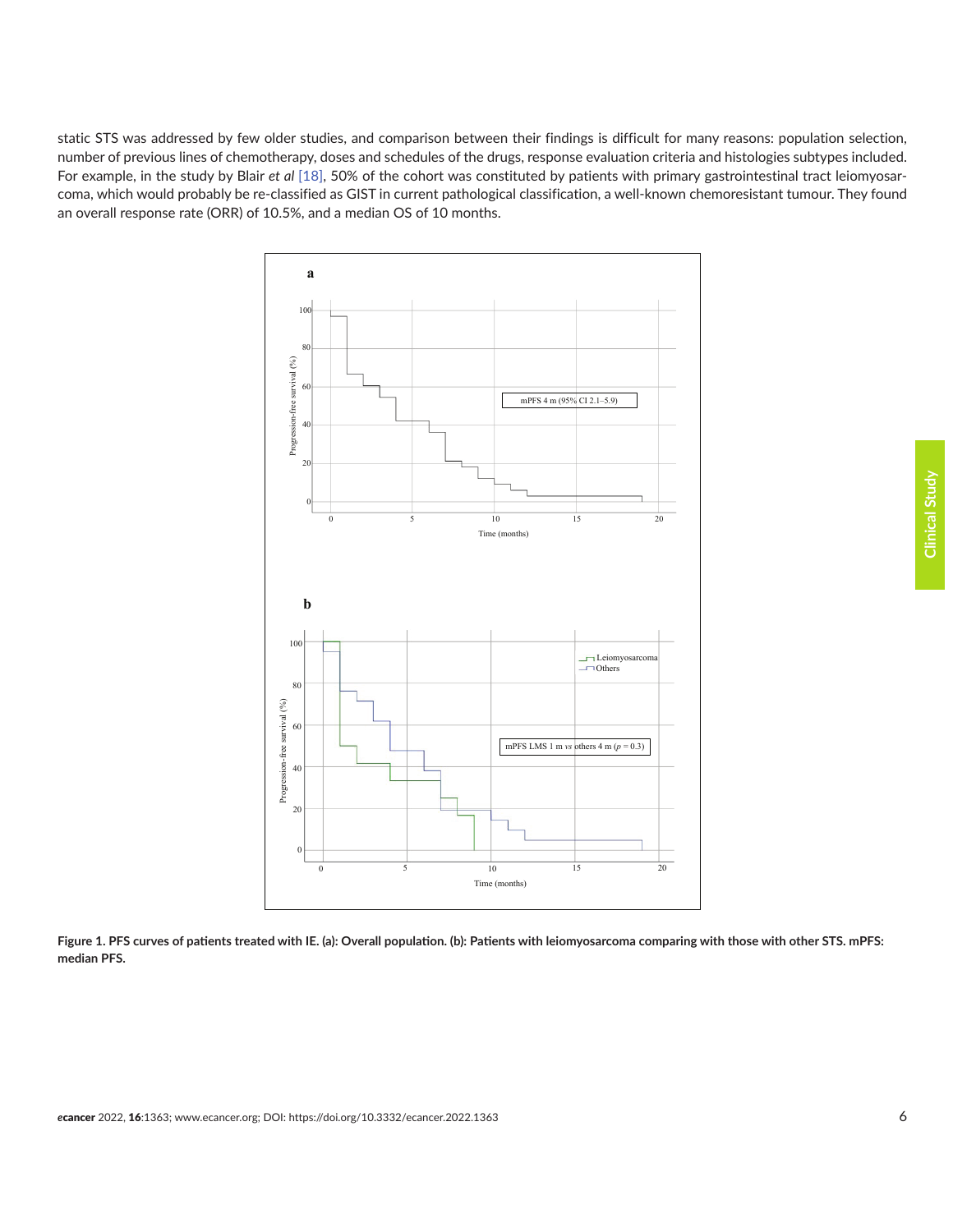static STS was addressed by few older studies, and comparison between their findings is difficult for many reasons: population selection, number of previous lines of chemotherapy, doses and schedules of the drugs, response evaluation criteria and histologies subtypes included. For example, in the study by Blair *et al* [18], 50% of the cohort was constituted by patients with primary gastrointestinal tract leiomyosarcoma, which would probably be re-classified as GIST in current pathological classification, a well-known chemoresistant tumour. They found an overall response rate (ORR) of 10.5%, and a median OS of 10 months.

**Figure 1. PFS curves of patients treated with IE. (a): Overall population. (b): Patients with leiomyosarcoma comparing with those with other STS. mPFS: median PFS.**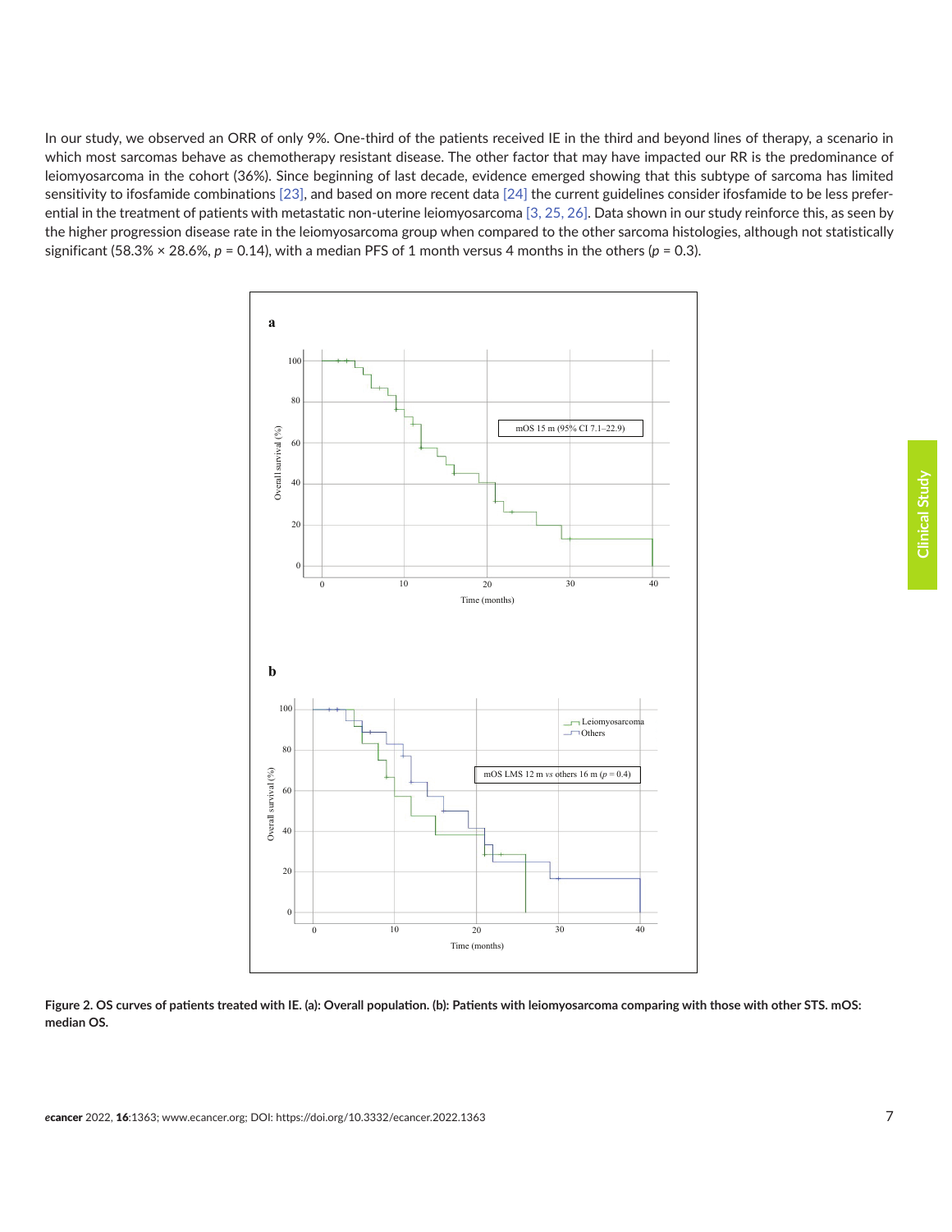In our study, we observed an ORR of only 9%. One-third of the patients received IE in the third and beyond lines of therapy, a scenario in which most sarcomas behave as chemotherapy resistant disease. The other factor that may have impacted our RR is the predominance of leiomyosarcoma in the cohort (36%). Since beginning of last decade, evidence emerged showing that this subtype of sarcoma has limited sensitivity to ifosfamide combinations [23], and based on more recent data [24] the current guidelines consider ifosfamide to be less preferential in the treatment of patients with metastatic non-uterine leiomyosarcoma [3, 25, 26]. Data shown in our study reinforce this, as seen by the higher progression disease rate in the leiomyosarcoma group when compared to the other sarcoma histologies, although not statistically significant (58.3% × 28.6%, $p$ = 0.14), with a median PFS of 1 month versus 4 months in the others ($p$ = 0.3).

**Figure 2. OS curves of patients treated with IE. (a): Overall population. (b): Patients with leiomyosarcoma comparing with those with other STS. mOS: median OS.**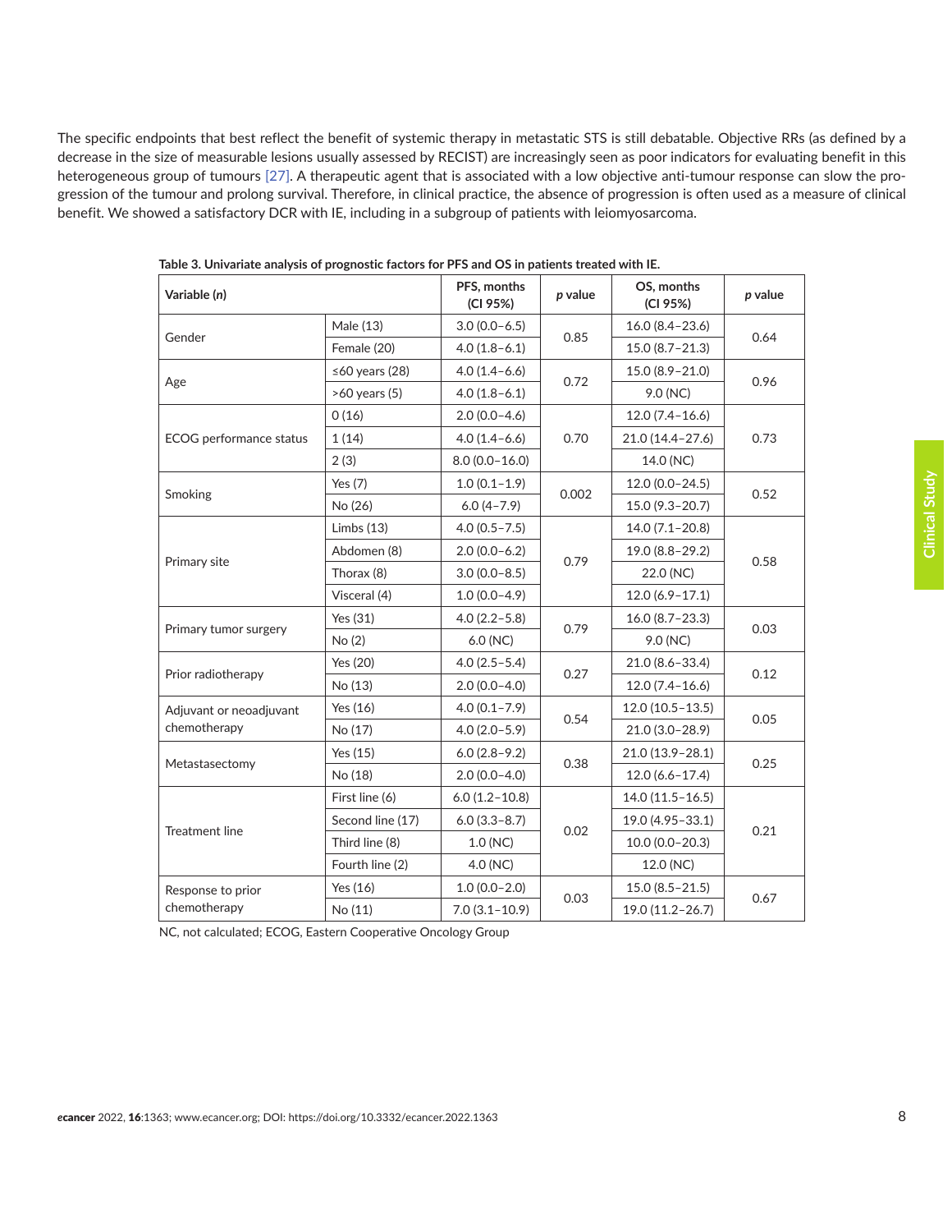The specific endpoints that best reflect the benefit of systemic therapy in metastatic STS is still debatable. Objective RRs (as defined by a decrease in the size of measurable lesions usually assessed by RECIST) are increasingly seen as poor indicators for evaluating benefit in this heterogeneous group of tumours [27]. A therapeutic agent that is associated with a low objective anti-tumour response can slow the progression of the tumour and prolong survival. Therefore, in clinical practice, the absence of progression is often used as a measure of clinical benefit. We showed a satisfactory DCR with IE, including in a subgroup of patients with leiomyosarcoma.

**Table 3. Univariate analysis of prognostic factors for PFS and OS in patients treated with IE.**

| Variable (*n*) | | PFS, months (CI 95%) | *p* value | OS, months (CI 95%) | *p* value |
|---|---|---|---|---|---|
| Gender | Male (13) | 3.0 (0.0–6.5) | 0.85 | 16.0 (8.4–23.6) | 0.64 |
| | Female (20) | 4.0 (1.8–6.1) | | 15.0 (8.7–21.3) | |
| Age | ≤60 years (28) | 4.0 (1.4–6.6) | 0.72 | 15.0 (8.9–21.0) | 0.96 |
| | >60 years (5) | 4.0 (1.8–6.1) | | 9.0 (NC) | |
| ECOG performance status | 0 (16) | 2.0 (0.0–4.6) | 0.70 | 12.0 (7.4–16.6) | 0.73 |
| | 1 (14) | 4.0 (1.4–6.6) | | 21.0 (14.4–27.6) | |
| | 2 (3) | 8.0 (0.0–16.0) | | 14.0 (NC) | |
| Smoking | Yes (7) | 1.0 (0.1–1.9) | 0.002 | 12.0 (0.0–24.5) | 0.52 |
| | No (26) | 6.0 (4–7.9) | | 15.0 (9.3–20.7) | |
| Primary site | Limbs (13) | 4.0 (0.5–7.5) | 0.79 | 14.0 (7.1–20.8) | 0.58 |
| | Abdomen (8) | 2.0 (0.0–6.2) | | 19.0 (8.8–29.2) | |
| | Thorax (8) | 3.0 (0.0–8.5) | | 22.0 (NC) | |
| | Visceral (4) | 1.0 (0.0–4.9) | | 12.0 (6.9–17.1) | |
| Primary tumor surgery | Yes (31) | 4.0 (2.2–5.8) | 0.79 | 16.0 (8.7–23.3) | 0.03 |
| | No (2) | 6.0 (NC) | | 9.0 (NC) | |
| Prior radiotherapy | Yes (20) | 4.0 (2.5–5.4) | 0.27 | 21.0 (8.6–33.4) | 0.12 |
| | No (13) | 2.0 (0.0–4.0) | | 12.0 (7.4–16.6) | |
| Adjuvant or neoadjuvant chemotherapy | Yes (16) | 4.0 (0.1–7.9) | 0.54 | 12.0 (10.5–13.5) | 0.05 |
| | No (17) | 4.0 (2.0–5.9) | | 21.0 (3.0–28.9) | |
| Metastasectomy | Yes (15) | 6.0 (2.8–9.2) | 0.38 | 21.0 (13.9–28.1) | 0.25 |
| | No (18) | 2.0 (0.0–4.0) | | 12.0 (6.6–17.4) | |
| Treatment line | First line (6) | 6.0 (1.2–10.8) | 0.02 | 14.0 (11.5–16.5) | 0.21 |
| | Second line (17) | 6.0 (3.3–8.7) | | 19.0 (4.95–33.1) | |
| | Third line (8) | 1.0 (NC) | | 10.0 (0.0–20.3) | |
| | Fourth line (2) | 4.0 (NC) | | 12.0 (NC) | |
| Response to prior chemotherapy | Yes (16) | 1.0 (0.0–2.0) | 0.03 | 15.0 (8.5–21.5) | 0.67 |
| | No (11) | 7.0 (3.1–10.9) | | 19.0 (11.2–26.7) | |

NC, not calculated; ECOG, Eastern Cooperative Oncology Group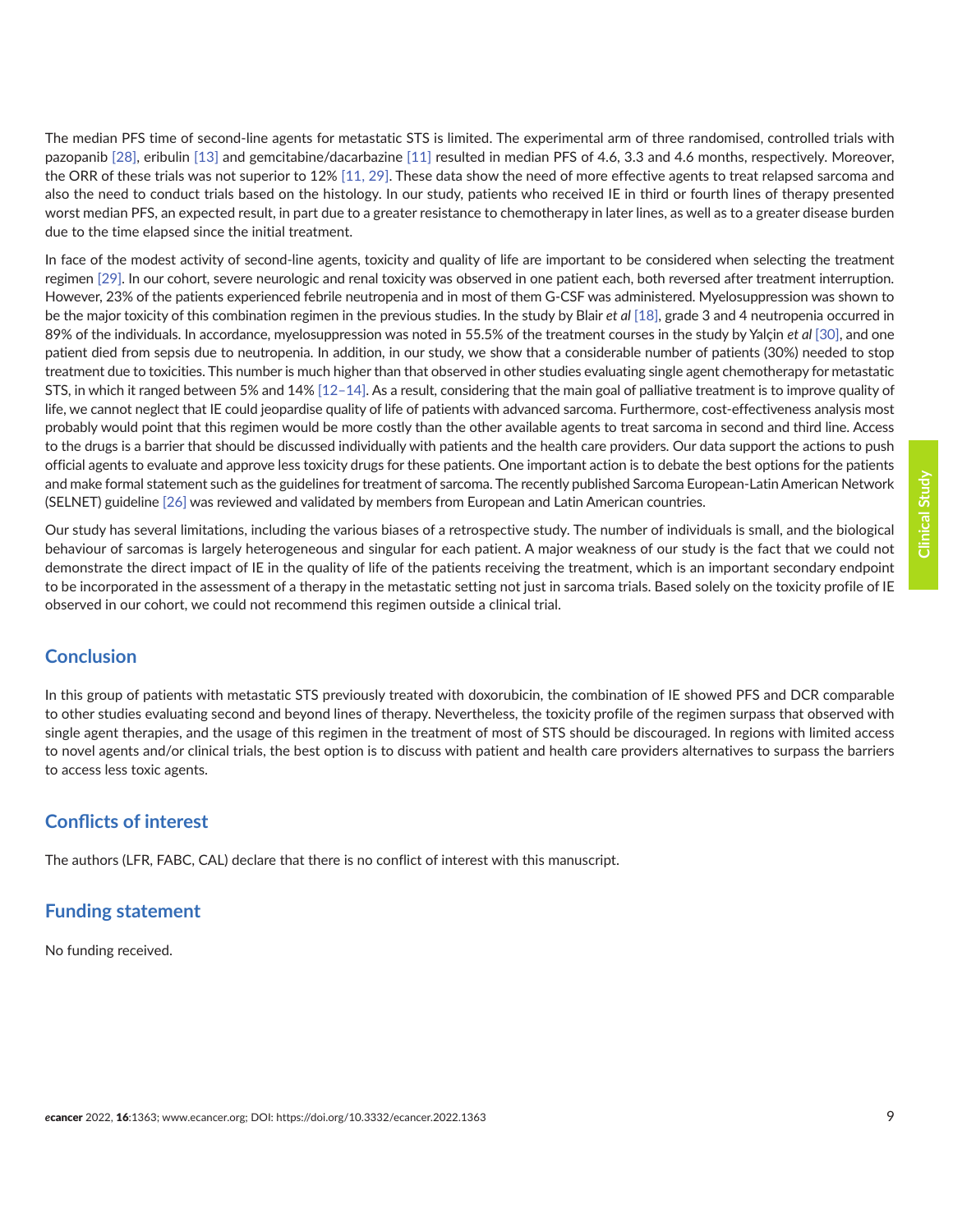The median PFS time of second-line agents for metastatic STS is limited. The experimental arm of three randomised, controlled trials with pazopanib [28], eribulin [13] and gemcitabine/dacarbazine [11] resulted in median PFS of 4.6, 3.3 and 4.6 months, respectively. Moreover, the ORR of these trials was not superior to 12% [11, 29]. These data show the need of more effective agents to treat relapsed sarcoma and also the need to conduct trials based on the histology. In our study, patients who received IE in third or fourth lines of therapy presented worst median PFS, an expected result, in part due to a greater resistance to chemotherapy in later lines, as well as to a greater disease burden due to the time elapsed since the initial treatment.

In face of the modest activity of second-line agents, toxicity and quality of life are important to be considered when selecting the treatment regimen [29]. In our cohort, severe neurologic and renal toxicity was observed in one patient each, both reversed after treatment interruption. However, 23% of the patients experienced febrile neutropenia and in most of them G-CSF was administered. Myelosuppression was shown to be the major toxicity of this combination regimen in the previous studies. In the study by Blair *et al* [18], grade 3 and 4 neutropenia occurred in 89% of the individuals. In accordance, myelosuppression was noted in 55.5% of the treatment courses in the study by Yalçin *et al* [30], and one patient died from sepsis due to neutropenia. In addition, in our study, we show that a considerable number of patients (30%) needed to stop treatment due to toxicities. This number is much higher than that observed in other studies evaluating single agent chemotherapy for metastatic STS, in which it ranged between 5% and 14% [12–14]. As a result, considering that the main goal of palliative treatment is to improve quality of life, we cannot neglect that IE could jeopardise quality of life of patients with advanced sarcoma. Furthermore, cost-effectiveness analysis most probably would point that this regimen would be more costly than the other available agents to treat sarcoma in second and third line. Access to the drugs is a barrier that should be discussed individually with patients and the health care providers. Our data support the actions to push official agents to evaluate and approve less toxicity drugs for these patients. One important action is to debate the best options for the patients and make formal statement such as the guidelines for treatment of sarcoma. The recently published Sarcoma European-Latin American Network (SELNET) guideline [26] was reviewed and validated by members from European and Latin American countries.

Our study has several limitations, including the various biases of a retrospective study. The number of individuals is small, and the biological behaviour of sarcomas is largely heterogeneous and singular for each patient. A major weakness of our study is the fact that we could not demonstrate the direct impact of IE in the quality of life of the patients receiving the treatment, which is an important secondary endpoint to be incorporated in the assessment of a therapy in the metastatic setting not just in sarcoma trials. Based solely on the toxicity profile of IE observed in our cohort, we could not recommend this regimen outside a clinical trial.

## Conclusion

In this group of patients with metastatic STS previously treated with doxorubicin, the combination of IE showed PFS and DCR comparable to other studies evaluating second and beyond lines of therapy. Nevertheless, the toxicity profile of the regimen surpass that observed with single agent therapies, and the usage of this regimen in the treatment of most of STS should be discouraged. In regions with limited access to novel agents and/or clinical trials, the best option is to discuss with patient and health care providers alternatives to surpass the barriers to access less toxic agents.

## Conflicts of interest

The authors (LFR, FABC, CAL) declare that there is no conflict of interest with this manuscript.

## Funding statement

No funding received.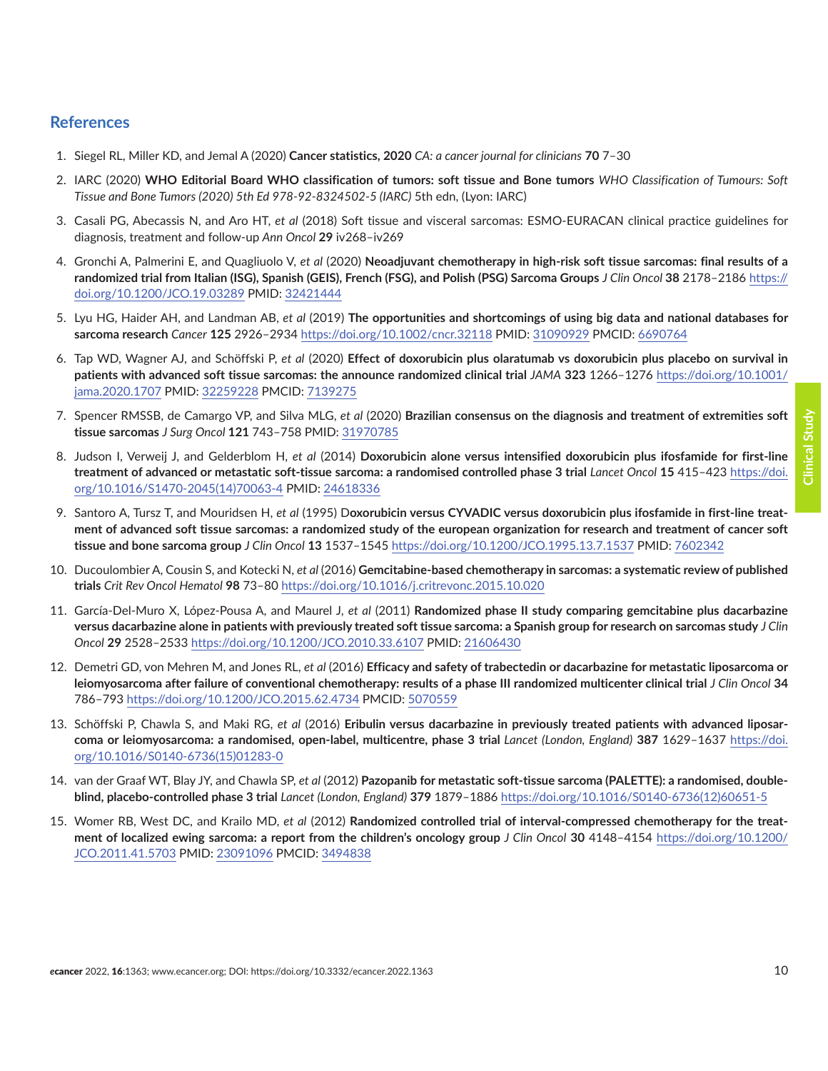## References

1. Siegel RL, Miller KD, and Jemal A (2020) **Cancer statistics, 2020** *CA: a cancer journal for clinicians* **70** 7–30
2. IARC (2020) **WHO Editorial Board WHO classification of tumors: soft tissue and Bone tumors** *WHO Classification of Tumours: Soft Tissue and Bone Tumors (2020) 5th Ed 978-92-8324502-5 (IARC)* 5th edn, (Lyon: IARC)
3. Casali PG, Abecassis N, and Aro HT, *et al* (2018) Soft tissue and visceral sarcomas: ESMO-EURACAN clinical practice guidelines for diagnosis, treatment and follow-up *Ann Oncol* **29** iv268–iv269
4. Gronchi A, Palmerini E, and Quagliuolo V, *et al* (2020) **Neoadjuvant chemotherapy in high-risk soft tissue sarcomas: final results of a randomized trial from Italian (ISG), Spanish (GEIS), French (FSG), and Polish (PSG) Sarcoma Groups** *J Clin Oncol* **38** 2178–2186 https://doi.org/10.1200/JCO.19.03289 PMID: 32421444
5. Lyu HG, Haider AH, and Landman AB, *et al* (2019) **The opportunities and shortcomings of using big data and national databases for sarcoma research** *Cancer* **125** 2926–2934 https://doi.org/10.1002/cncr.32118 PMID: 31090929 PMCID: 6690764
6. Tap WD, Wagner AJ, and Schöffski P, *et al* (2020) **Effect of doxorubicin plus olaratumab vs doxorubicin plus placebo on survival in patients with advanced soft tissue sarcomas: the announce randomized clinical trial** *JAMA* **323** 1266–1276 https://doi.org/10.1001/jama.2020.1707 PMID: 32259228 PMCID: 7139275
7. Spencer RMSSB, de Camargo VP, and Silva MLG, *et al* (2020) **Brazilian consensus on the diagnosis and treatment of extremities soft tissue sarcomas** *J Surg Oncol* **121** 743–758 PMID: 31970785
8. Judson I, Verweij J, and Gelderblom H, *et al* (2014) **Doxorubicin alone versus intensified doxorubicin plus ifosfamide for first-line treatment of advanced or metastatic soft-tissue sarcoma: a randomised controlled phase 3 trial** *Lancet Oncol* **15** 415–423 https://doi.org/10.1016/S1470-2045(14)70063-4 PMID: 24618336
9. Santoro A, Tursz T, and Mouridsen H, *et al* (1995) D**oxorubicin versus CYVADIC versus doxorubicin plus ifosfamide in first-line treatment of advanced soft tissue sarcomas: a randomized study of the european organization for research and treatment of cancer soft tissue and bone sarcoma group** *J Clin Oncol* **13** 1537–1545 https://doi.org/10.1200/JCO.1995.13.7.1537 PMID: 7602342
10. Ducoulombier A, Cousin S, and Kotecki N, *et al* (2016) **Gemcitabine-based chemotherapy in sarcomas: a systematic review of published trials** *Crit Rev Oncol Hematol* **98** 73–80 https://doi.org/10.1016/j.critrevonc.2015.10.020
11. García-Del-Muro X, López-Pousa A, and Maurel J, *et al* (2011) **Randomized phase II study comparing gemcitabine plus dacarbazine versus dacarbazine alone in patients with previously treated soft tissue sarcoma: a Spanish group for research on sarcomas study** *J Clin Oncol* **29** 2528–2533 https://doi.org/10.1200/JCO.2010.33.6107 PMID: 21606430
12. Demetri GD, von Mehren M, and Jones RL, *et al* (2016) **Efficacy and safety of trabectedin or dacarbazine for metastatic liposarcoma or leiomyosarcoma after failure of conventional chemotherapy: results of a phase III randomized multicenter clinical trial** *J Clin Oncol* **34** 786–793 https://doi.org/10.1200/JCO.2015.62.4734 PMCID: 5070559
13. Schöffski P, Chawla S, and Maki RG, *et al* (2016) **Eribulin versus dacarbazine in previously treated patients with advanced liposarcoma or leiomyosarcoma: a randomised, open-label, multicentre, phase 3 trial** *Lancet (London, England)* **387** 1629–1637 https://doi.org/10.1016/S0140-6736(15)01283-0
14. van der Graaf WT, Blay JY, and Chawla SP, *et al* (2012) **Pazopanib for metastatic soft-tissue sarcoma (PALETTE): a randomised, double-blind, placebo-controlled phase 3 trial** *Lancet (London, England)* **379** 1879–1886 https://doi.org/10.1016/S0140-6736(12)60651-5
15. Womer RB, West DC, and Krailo MD, *et al* (2012) **Randomized controlled trial of interval-compressed chemotherapy for the treatment of localized ewing sarcoma: a report from the children's oncology group** *J Clin Oncol* **30** 4148–4154 https://doi.org/10.1200/JCO.2011.41.5703 PMID: 23091096 PMCID: 3494838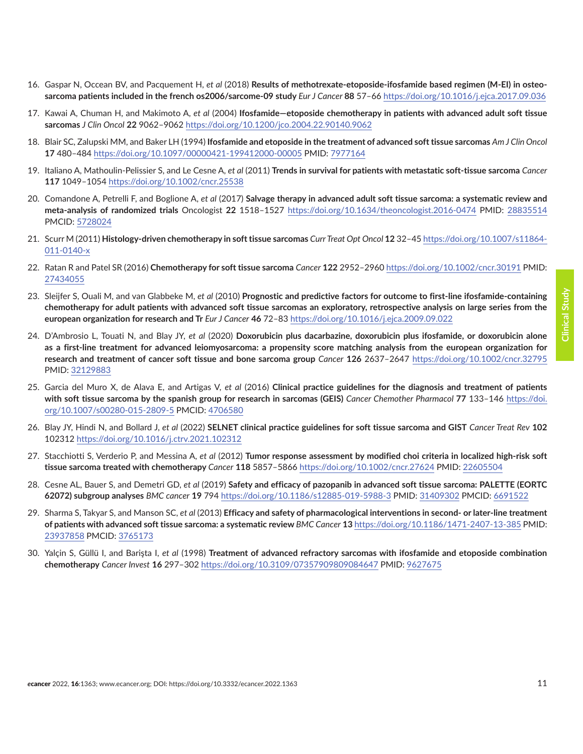16. Gaspar N, Occean BV, and Pacquement H, *et al* (2018) **Results of methotrexate-etoposide-ifosfamide based regimen (M-EI) in osteosarcoma patients included in the french os2006/sarcome-09 study** *Eur J Cancer* **88** 57–66 https://doi.org/10.1016/j.ejca.2017.09.036

17. Kawai A, Chuman H, and Makimoto A, *et al* (2004) **Ifosfamide—etoposide chemotherapy in patients with advanced adult soft tissue sarcomas** *J Clin Oncol* **22** 9062–9062 https://doi.org/10.1200/jco.2004.22.90140.9062

18. Blair SC, Zalupski MM, and Baker LH (1994) **Ifosfamide and etoposide in the treatment of advanced soft tissue sarcomas** *Am J Clin Oncol* **17** 480–484 https://doi.org/10.1097/00000421-199412000-00005 PMID: 7977164

19. Italiano A, Mathoulin-Pelissier S, and Le Cesne A, *et al* (2011) **Trends in survival for patients with metastatic soft-tissue sarcoma** *Cancer* **117** 1049–1054 https://doi.org/10.1002/cncr.25538

20. Comandone A, Petrelli F, and Boglione A, *et al* (2017) **Salvage therapy in advanced adult soft tissue sarcoma: a systematic review and meta-analysis of randomized trials** Oncologist **22** 1518–1527 https://doi.org/10.1634/theoncologist.2016-0474 PMID: 28835514 PMCID: 5728024

21. Scurr M (2011) **Histology-driven chemotherapy in soft tissue sarcomas** *Curr Treat Opt Oncol* **12** 32–45 https://doi.org/10.1007/s11864-011-0140-x

22. Ratan R and Patel SR (2016) **Chemotherapy for soft tissue sarcoma** *Cancer* **122** 2952–2960 https://doi.org/10.1002/cncr.30191 PMID: 27434055

23. Sleijfer S, Ouali M, and van Glabbeke M, *et al* (2010) **Prognostic and predictive factors for outcome to first-line ifosfamide-containing chemotherapy for adult patients with advanced soft tissue sarcomas an exploratory, retrospective analysis on large series from the european organization for research and Tr** *Eur J Cancer* **46** 72–83 https://doi.org/10.1016/j.ejca.2009.09.022

24. D'Ambrosio L, Touati N, and Blay JY, *et al* (2020) **Doxorubicin plus dacarbazine, doxorubicin plus ifosfamide, or doxorubicin alone as a first-line treatment for advanced leiomyosarcoma: a propensity score matching analysis from the european organization for research and treatment of cancer soft tissue and bone sarcoma group** *Cancer* **126** 2637–2647 https://doi.org/10.1002/cncr.32795 PMID: 32129883

25. Garcia del Muro X, de Alava E, and Artigas V, *et al* (2016) **Clinical practice guidelines for the diagnosis and treatment of patients with soft tissue sarcoma by the spanish group for research in sarcomas (GEIS)** *Cancer Chemother Pharmacol* **77** 133–146 https://doi.org/10.1007/s00280-015-2809-5 PMCID: 4706580

26. Blay JY, Hindi N, and Bollard J, *et al* (2022) **SELNET clinical practice guidelines for soft tissue sarcoma and GIST** *Cancer Treat Rev* **102** 102312 https://doi.org/10.1016/j.ctrv.2021.102312

27. Stacchiotti S, Verderio P, and Messina A, *et al* (2012) **Tumor response assessment by modified choi criteria in localized high-risk soft tissue sarcoma treated with chemotherapy** *Cancer* **118** 5857–5866 https://doi.org/10.1002/cncr.27624 PMID: 22605504

28. Cesne AL, Bauer S, and Demetri GD, *et al* (2019) **Safety and efficacy of pazopanib in advanced soft tissue sarcoma: PALETTE (EORTC 62072) subgroup analyses** *BMC cancer* **19** 794 https://doi.org/10.1186/s12885-019-5988-3 PMID: 31409302 PMCID: 6691522

29. Sharma S, Takyar S, and Manson SC, *et al* (2013) **Efficacy and safety of pharmacological interventions in second- or later-line treatment of patients with advanced soft tissue sarcoma: a systematic review** *BMC Cancer* **13** https://doi.org/10.1186/1471-2407-13-385 PMID: 23937858 PMCID: 3765173

30. Yalçin S, Güllü I, and Barişta I, *et al* (1998) **Treatment of advanced refractory sarcomas with ifosfamide and etoposide combination chemotherapy** *Cancer Invest* **16** 297–302 https://doi.org/10.3109/07357909809084647 PMID: 9627675